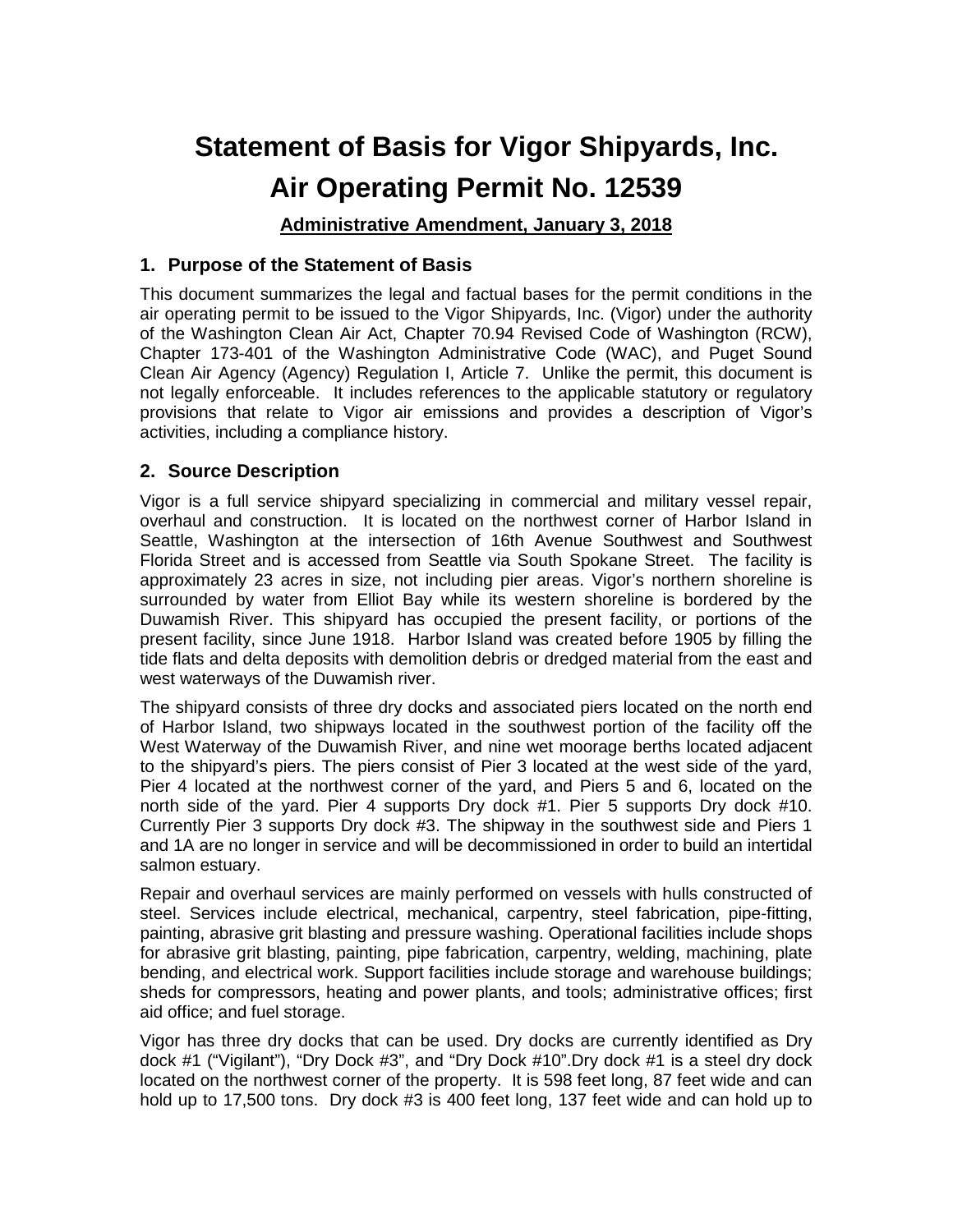# Statement of Basis for Vigor Shipyards, Inc.
# Air Operating Permit No. 12539

**Administrative Amendment, January 3, 2018**

## 1. Purpose of the Statement of Basis

This document summarizes the legal and factual bases for the permit conditions in the air operating permit to be issued to the Vigor Shipyards, Inc. (Vigor) under the authority of the Washington Clean Air Act, Chapter 70.94 Revised Code of Washington (RCW), Chapter 173-401 of the Washington Administrative Code (WAC), and Puget Sound Clean Air Agency (Agency) Regulation I, Article 7. Unlike the permit, this document is not legally enforceable. It includes references to the applicable statutory or regulatory provisions that relate to Vigor air emissions and provides a description of Vigor's activities, including a compliance history.

## 2. Source Description

Vigor is a full service shipyard specializing in commercial and military vessel repair, overhaul and construction. It is located on the northwest corner of Harbor Island in Seattle, Washington at the intersection of 16th Avenue Southwest and Southwest Florida Street and is accessed from Seattle via South Spokane Street. The facility is approximately 23 acres in size, not including pier areas. Vigor's northern shoreline is surrounded by water from Elliot Bay while its western shoreline is bordered by the Duwamish River. This shipyard has occupied the present facility, or portions of the present facility, since June 1918. Harbor Island was created before 1905 by filling the tide flats and delta deposits with demolition debris or dredged material from the east and west waterways of the Duwamish river.

The shipyard consists of three dry docks and associated piers located on the north end of Harbor Island, two shipways located in the southwest portion of the facility off the West Waterway of the Duwamish River, and nine wet moorage berths located adjacent to the shipyard's piers. The piers consist of Pier 3 located at the west side of the yard, Pier 4 located at the northwest corner of the yard, and Piers 5 and 6, located on the north side of the yard. Pier 4 supports Dry dock #1. Pier 5 supports Dry dock #10. Currently Pier 3 supports Dry dock #3. The shipway in the southwest side and Piers 1 and 1A are no longer in service and will be decommissioned in order to build an intertidal salmon estuary.

Repair and overhaul services are mainly performed on vessels with hulls constructed of steel. Services include electrical, mechanical, carpentry, steel fabrication, pipe-fitting, painting, abrasive grit blasting and pressure washing. Operational facilities include shops for abrasive grit blasting, painting, pipe fabrication, carpentry, welding, machining, plate bending, and electrical work. Support facilities include storage and warehouse buildings; sheds for compressors, heating and power plants, and tools; administrative offices; first aid office; and fuel storage.

Vigor has three dry docks that can be used. Dry docks are currently identified as Dry dock #1 ("Vigilant"), "Dry Dock #3", and "Dry Dock #10".Dry dock #1 is a steel dry dock located on the northwest corner of the property. It is 598 feet long, 87 feet wide and can hold up to 17,500 tons. Dry dock #3 is 400 feet long, 137 feet wide and can hold up to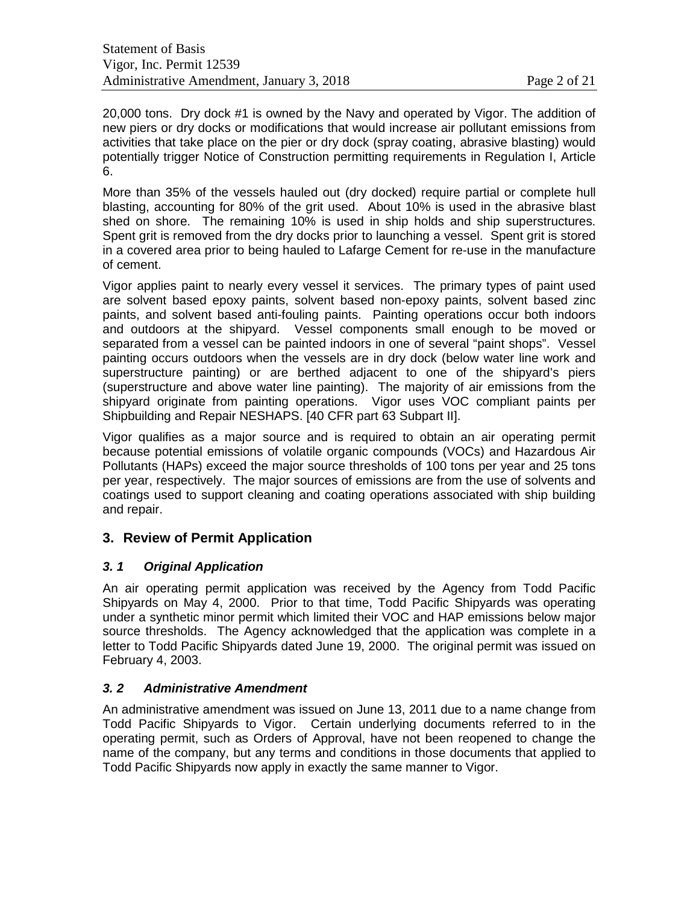20,000 tons. Dry dock #1 is owned by the Navy and operated by Vigor. The addition of new piers or dry docks or modifications that would increase air pollutant emissions from activities that take place on the pier or dry dock (spray coating, abrasive blasting) would potentially trigger Notice of Construction permitting requirements in Regulation I, Article 6.

More than 35% of the vessels hauled out (dry docked) require partial or complete hull blasting, accounting for 80% of the grit used. About 10% is used in the abrasive blast shed on shore. The remaining 10% is used in ship holds and ship superstructures. Spent grit is removed from the dry docks prior to launching a vessel. Spent grit is stored in a covered area prior to being hauled to Lafarge Cement for re-use in the manufacture of cement.

Vigor applies paint to nearly every vessel it services. The primary types of paint used are solvent based epoxy paints, solvent based non-epoxy paints, solvent based zinc paints, and solvent based anti-fouling paints. Painting operations occur both indoors and outdoors at the shipyard. Vessel components small enough to be moved or separated from a vessel can be painted indoors in one of several "paint shops". Vessel painting occurs outdoors when the vessels are in dry dock (below water line work and superstructure painting) or are berthed adjacent to one of the shipyard's piers (superstructure and above water line painting). The majority of air emissions from the shipyard originate from painting operations. Vigor uses VOC compliant paints per Shipbuilding and Repair NESHAPS. [40 CFR part 63 Subpart II].

Vigor qualifies as a major source and is required to obtain an air operating permit because potential emissions of volatile organic compounds (VOCs) and Hazardous Air Pollutants (HAPs) exceed the major source thresholds of 100 tons per year and 25 tons per year, respectively. The major sources of emissions are from the use of solvents and coatings used to support cleaning and coating operations associated with ship building and repair.

## 3. Review of Permit Application

### *3. 1 Original Application*

An air operating permit application was received by the Agency from Todd Pacific Shipyards on May 4, 2000. Prior to that time, Todd Pacific Shipyards was operating under a synthetic minor permit which limited their VOC and HAP emissions below major source thresholds. The Agency acknowledged that the application was complete in a letter to Todd Pacific Shipyards dated June 19, 2000. The original permit was issued on February 4, 2003.

### *3. 2 Administrative Amendment*

An administrative amendment was issued on June 13, 2011 due to a name change from Todd Pacific Shipyards to Vigor. Certain underlying documents referred to in the operating permit, such as Orders of Approval, have not been reopened to change the name of the company, but any terms and conditions in those documents that applied to Todd Pacific Shipyards now apply in exactly the same manner to Vigor.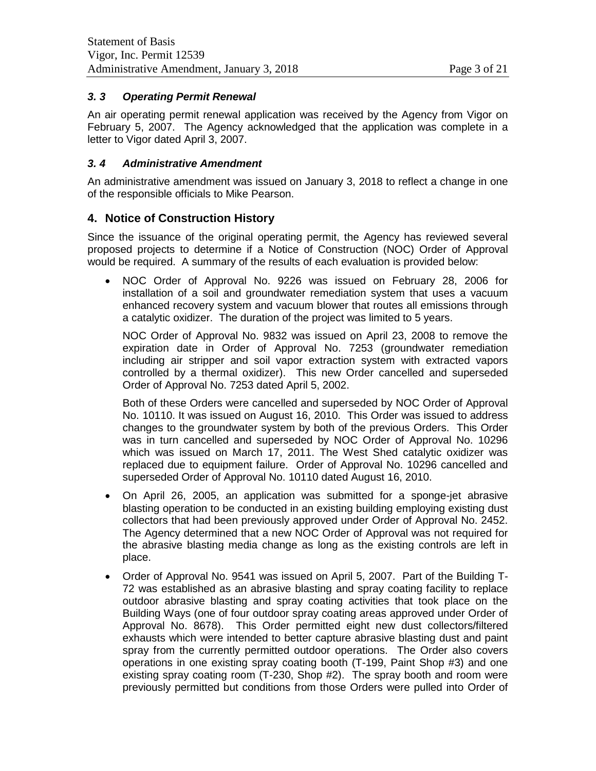### *3. 3 Operating Permit Renewal*

An air operating permit renewal application was received by the Agency from Vigor on February 5, 2007. The Agency acknowledged that the application was complete in a letter to Vigor dated April 3, 2007.

### *3. 4 Administrative Amendment*

An administrative amendment was issued on January 3, 2018 to reflect a change in one of the responsible officials to Mike Pearson.

## 4. Notice of Construction History

Since the issuance of the original operating permit, the Agency has reviewed several proposed projects to determine if a Notice of Construction (NOC) Order of Approval would be required. A summary of the results of each evaluation is provided below:

- NOC Order of Approval No. 9226 was issued on February 28, 2006 for installation of a soil and groundwater remediation system that uses a vacuum enhanced recovery system and vacuum blower that routes all emissions through a catalytic oxidizer. The duration of the project was limited to 5 years.

  NOC Order of Approval No. 9832 was issued on April 23, 2008 to remove the expiration date in Order of Approval No. 7253 (groundwater remediation including air stripper and soil vapor extraction system with extracted vapors controlled by a thermal oxidizer). This new Order cancelled and superseded Order of Approval No. 7253 dated April 5, 2002.

  Both of these Orders were cancelled and superseded by NOC Order of Approval No. 10110. It was issued on August 16, 2010. This Order was issued to address changes to the groundwater system by both of the previous Orders. This Order was in turn cancelled and superseded by NOC Order of Approval No. 10296 which was issued on March 17, 2011. The West Shed catalytic oxidizer was replaced due to equipment failure. Order of Approval No. 10296 cancelled and superseded Order of Approval No. 10110 dated August 16, 2010.

- On April 26, 2005, an application was submitted for a sponge-jet abrasive blasting operation to be conducted in an existing building employing existing dust collectors that had been previously approved under Order of Approval No. 2452. The Agency determined that a new NOC Order of Approval was not required for the abrasive blasting media change as long as the existing controls are left in place.

- Order of Approval No. 9541 was issued on April 5, 2007. Part of the Building T-72 was established as an abrasive blasting and spray coating facility to replace outdoor abrasive blasting and spray coating activities that took place on the Building Ways (one of four outdoor spray coating areas approved under Order of Approval No. 8678). This Order permitted eight new dust collectors/filtered exhausts which were intended to better capture abrasive blasting dust and paint spray from the currently permitted outdoor operations. The Order also covers operations in one existing spray coating booth (T-199, Paint Shop #3) and one existing spray coating room (T-230, Shop #2). The spray booth and room were previously permitted but conditions from those Orders were pulled into Order of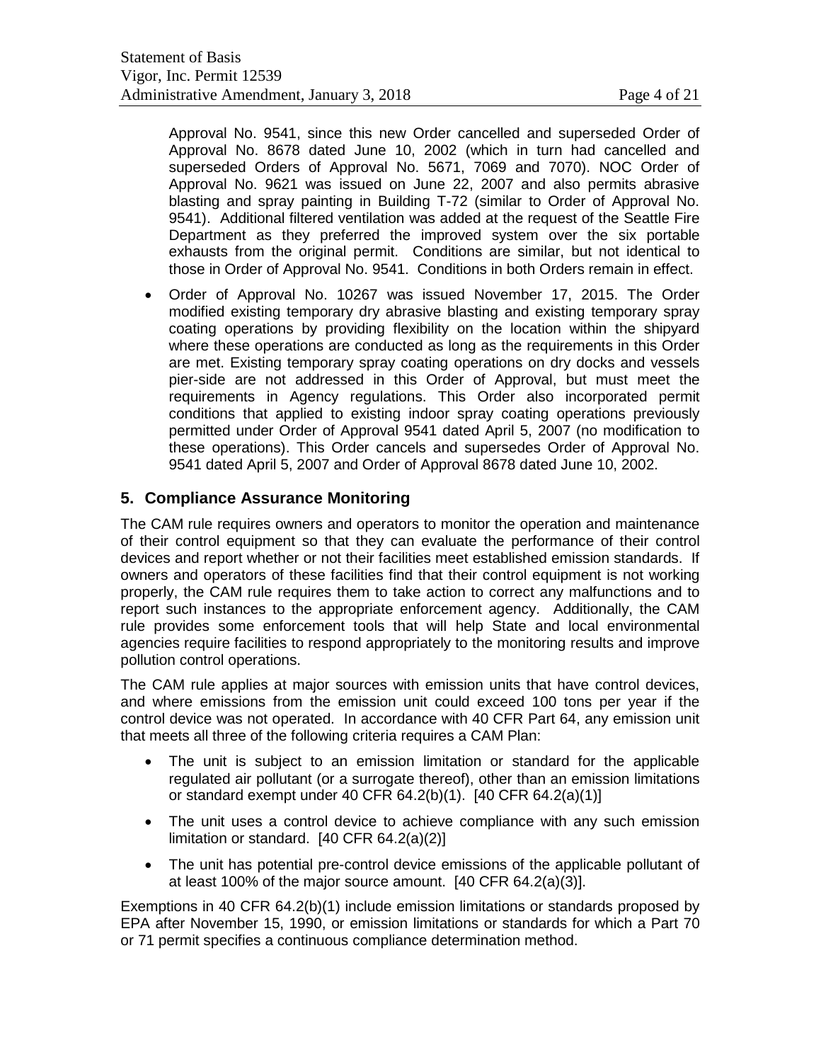Approval No. 9541, since this new Order cancelled and superseded Order of Approval No. 8678 dated June 10, 2002 (which in turn had cancelled and superseded Orders of Approval No. 5671, 7069 and 7070). NOC Order of Approval No. 9621 was issued on June 22, 2007 and also permits abrasive blasting and spray painting in Building T-72 (similar to Order of Approval No. 9541). Additional filtered ventilation was added at the request of the Seattle Fire Department as they preferred the improved system over the six portable exhausts from the original permit. Conditions are similar, but not identical to those in Order of Approval No. 9541. Conditions in both Orders remain in effect.

- Order of Approval No. 10267 was issued November 17, 2015. The Order modified existing temporary dry abrasive blasting and existing temporary spray coating operations by providing flexibility on the location within the shipyard where these operations are conducted as long as the requirements in this Order are met. Existing temporary spray coating operations on dry docks and vessels pier-side are not addressed in this Order of Approval, but must meet the requirements in Agency regulations. This Order also incorporated permit conditions that applied to existing indoor spray coating operations previously permitted under Order of Approval 9541 dated April 5, 2007 (no modification to these operations). This Order cancels and supersedes Order of Approval No. 9541 dated April 5, 2007 and Order of Approval 8678 dated June 10, 2002.

## 5. Compliance Assurance Monitoring

The CAM rule requires owners and operators to monitor the operation and maintenance of their control equipment so that they can evaluate the performance of their control devices and report whether or not their facilities meet established emission standards. If owners and operators of these facilities find that their control equipment is not working properly, the CAM rule requires them to take action to correct any malfunctions and to report such instances to the appropriate enforcement agency. Additionally, the CAM rule provides some enforcement tools that will help State and local environmental agencies require facilities to respond appropriately to the monitoring results and improve pollution control operations.

The CAM rule applies at major sources with emission units that have control devices, and where emissions from the emission unit could exceed 100 tons per year if the control device was not operated. In accordance with 40 CFR Part 64, any emission unit that meets all three of the following criteria requires a CAM Plan:

- The unit is subject to an emission limitation or standard for the applicable regulated air pollutant (or a surrogate thereof), other than an emission limitations or standard exempt under 40 CFR 64.2(b)(1). [40 CFR 64.2(a)(1)]
- The unit uses a control device to achieve compliance with any such emission limitation or standard. [40 CFR 64.2(a)(2)]
- The unit has potential pre-control device emissions of the applicable pollutant of at least 100% of the major source amount. [40 CFR 64.2(a)(3)].

Exemptions in 40 CFR 64.2(b)(1) include emission limitations or standards proposed by EPA after November 15, 1990, or emission limitations or standards for which a Part 70 or 71 permit specifies a continuous compliance determination method.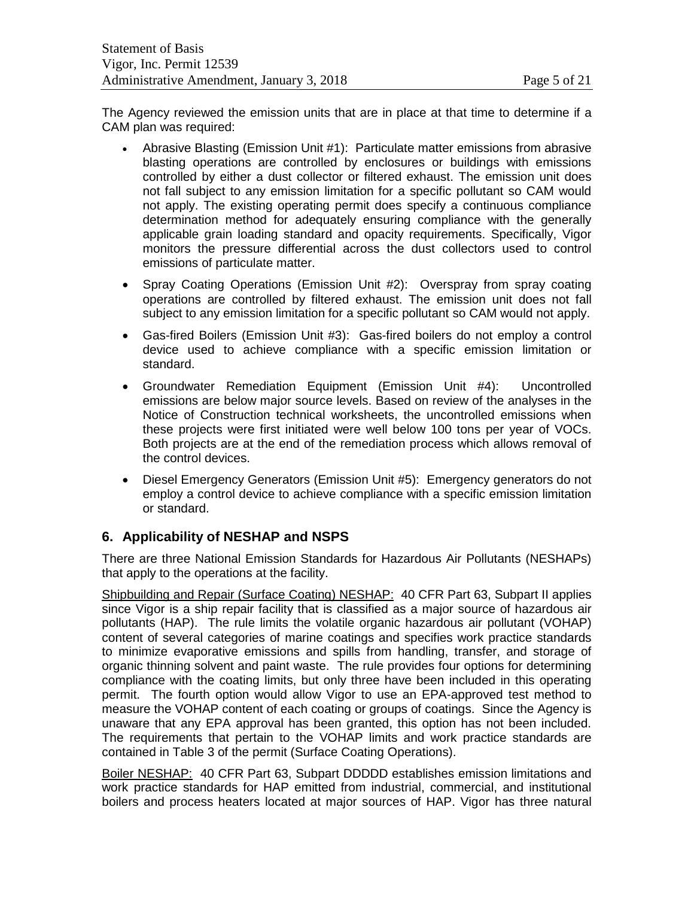The Agency reviewed the emission units that are in place at that time to determine if a CAM plan was required:

- Abrasive Blasting (Emission Unit #1): Particulate matter emissions from abrasive blasting operations are controlled by enclosures or buildings with emissions controlled by either a dust collector or filtered exhaust. The emission unit does not fall subject to any emission limitation for a specific pollutant so CAM would not apply. The existing operating permit does specify a continuous compliance determination method for adequately ensuring compliance with the generally applicable grain loading standard and opacity requirements. Specifically, Vigor monitors the pressure differential across the dust collectors used to control emissions of particulate matter.
- Spray Coating Operations (Emission Unit #2): Overspray from spray coating operations are controlled by filtered exhaust. The emission unit does not fall subject to any emission limitation for a specific pollutant so CAM would not apply.
- Gas-fired Boilers (Emission Unit #3): Gas-fired boilers do not employ a control device used to achieve compliance with a specific emission limitation or standard.
- Groundwater Remediation Equipment (Emission Unit #4): Uncontrolled emissions are below major source levels. Based on review of the analyses in the Notice of Construction technical worksheets, the uncontrolled emissions when these projects were first initiated were well below 100 tons per year of VOCs. Both projects are at the end of the remediation process which allows removal of the control devices.
- Diesel Emergency Generators (Emission Unit #5): Emergency generators do not employ a control device to achieve compliance with a specific emission limitation or standard.

## 6. Applicability of NESHAP and NSPS

There are three National Emission Standards for Hazardous Air Pollutants (NESHAPs) that apply to the operations at the facility.

Shipbuilding and Repair (Surface Coating) NESHAP: 40 CFR Part 63, Subpart II applies since Vigor is a ship repair facility that is classified as a major source of hazardous air pollutants (HAP). The rule limits the volatile organic hazardous air pollutant (VOHAP) content of several categories of marine coatings and specifies work practice standards to minimize evaporative emissions and spills from handling, transfer, and storage of organic thinning solvent and paint waste. The rule provides four options for determining compliance with the coating limits, but only three have been included in this operating permit. The fourth option would allow Vigor to use an EPA-approved test method to measure the VOHAP content of each coating or groups of coatings. Since the Agency is unaware that any EPA approval has been granted, this option has not been included. The requirements that pertain to the VOHAP limits and work practice standards are contained in Table 3 of the permit (Surface Coating Operations).

Boiler NESHAP: 40 CFR Part 63, Subpart DDDDD establishes emission limitations and work practice standards for HAP emitted from industrial, commercial, and institutional boilers and process heaters located at major sources of HAP. Vigor has three natural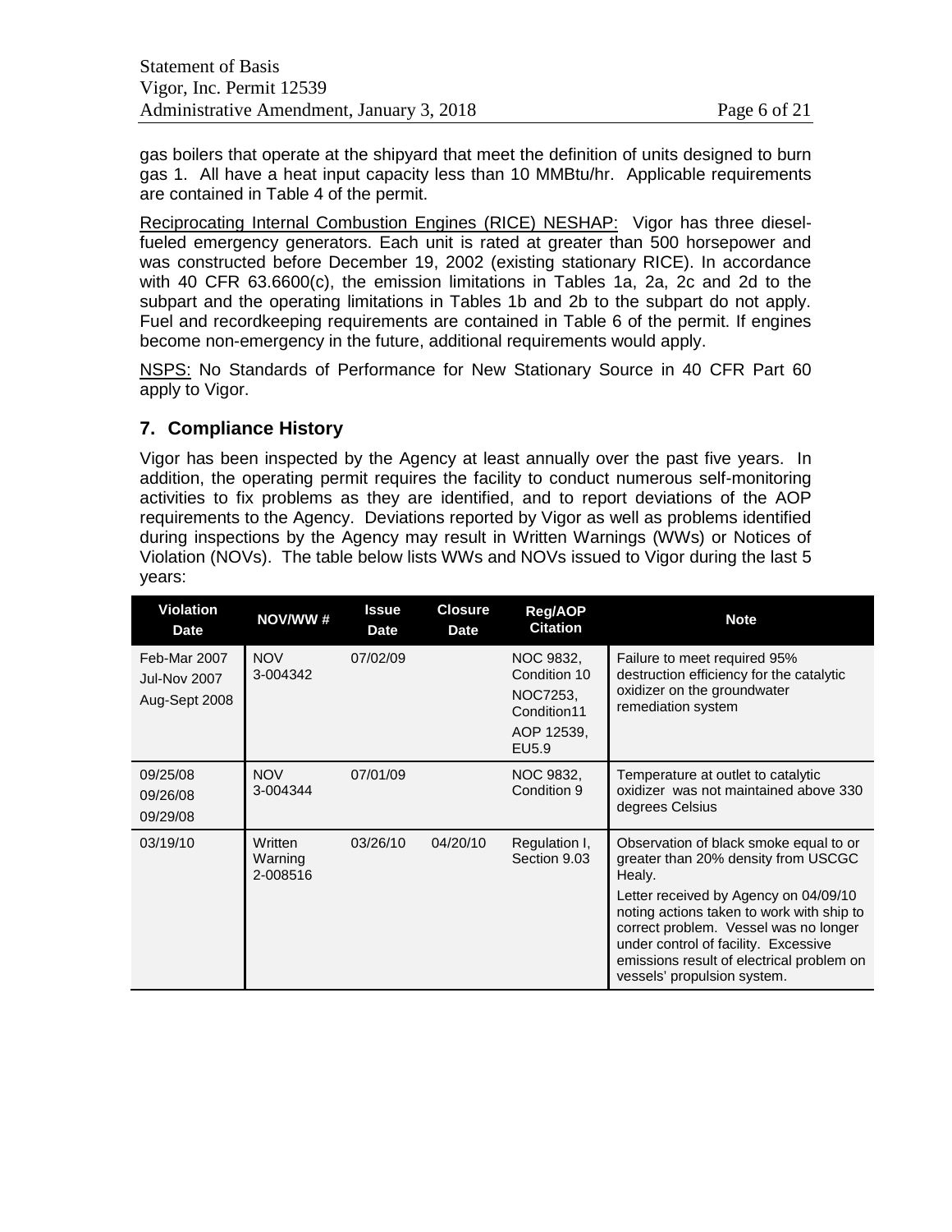gas boilers that operate at the shipyard that meet the definition of units designed to burn gas 1. All have a heat input capacity less than 10 MMBtu/hr. Applicable requirements are contained in Table 4 of the permit.

Reciprocating Internal Combustion Engines (RICE) NESHAP: Vigor has three diesel-fueled emergency generators. Each unit is rated at greater than 500 horsepower and was constructed before December 19, 2002 (existing stationary RICE). In accordance with 40 CFR 63.6600(c), the emission limitations in Tables 1a, 2a, 2c and 2d to the subpart and the operating limitations in Tables 1b and 2b to the subpart do not apply. Fuel and recordkeeping requirements are contained in Table 6 of the permit. If engines become non-emergency in the future, additional requirements would apply.

NSPS: No Standards of Performance for New Stationary Source in 40 CFR Part 60 apply to Vigor.

## 7. Compliance History

Vigor has been inspected by the Agency at least annually over the past five years. In addition, the operating permit requires the facility to conduct numerous self-monitoring activities to fix problems as they are identified, and to report deviations of the AOP requirements to the Agency. Deviations reported by Vigor as well as problems identified during inspections by the Agency may result in Written Warnings (WWs) or Notices of Violation (NOVs). The table below lists WWs and NOVs issued to Vigor during the last 5 years:

| Violation Date | NOV/WW # | Issue Date | Closure Date | Reg/AOP Citation | Note |
|---|---|---|---|---|---|
| Feb-Mar 2007<br>Jul-Nov 2007<br>Aug-Sept 2008 | NOV 3-004342 | 07/02/09 | | NOC 9832, Condition 10<br>NOC7253, Condition11<br>AOP 12539, EU5.9 | Failure to meet required 95% destruction efficiency for the catalytic oxidizer on the groundwater remediation system |
| 09/25/08<br>09/26/08<br>09/29/08 | NOV 3-004344 | 07/01/09 | | NOC 9832, Condition 9 | Temperature at outlet to catalytic oxidizer was not maintained above 330 degrees Celsius |
| 03/19/10 | Written Warning 2-008516 | 03/26/10 | 04/20/10 | Regulation I, Section 9.03 | Observation of black smoke equal to or greater than 20% density from USCGC Healy.<br>Letter received by Agency on 04/09/10 noting actions taken to work with ship to correct problem. Vessel was no longer under control of facility. Excessive emissions result of electrical problem on vessels' propulsion system. |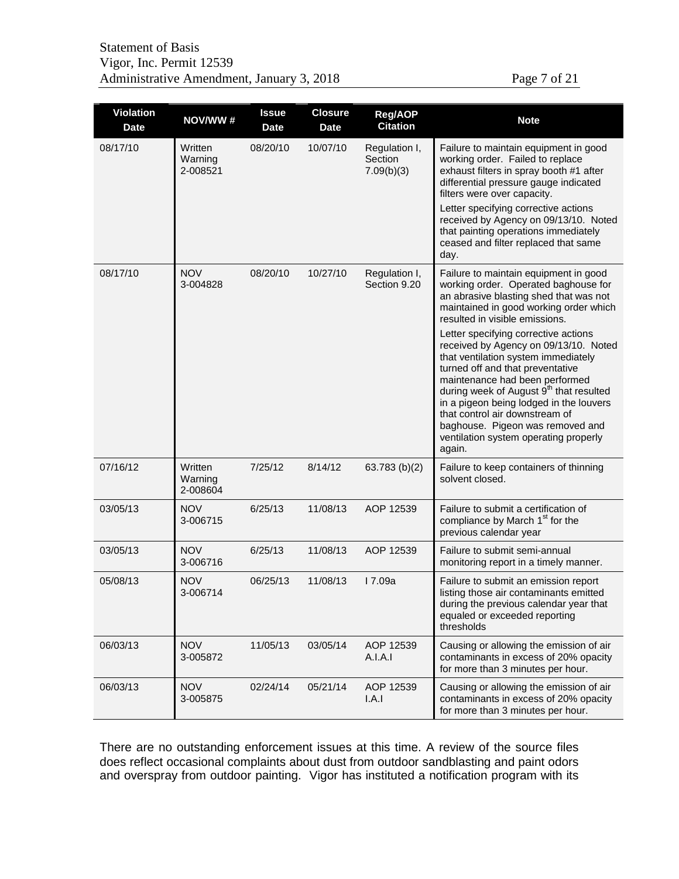| Violation Date | NOV/WW # | Issue Date | Closure Date | Reg/AOP Citation | Note |
|---|---|---|---|---|---|
| 08/17/10 | Written Warning 2-008521 | 08/20/10 | 10/07/10 | Regulation I, Section 7.09(b)(3) | Failure to maintain equipment in good working order. Failed to replace exhaust filters in spray booth #1 after differential pressure gauge indicated filters were over capacity. Letter specifying corrective actions received by Agency on 09/13/10. Noted that painting operations immediately ceased and filter replaced that same day. |
| 08/17/10 | NOV 3-004828 | 08/20/10 | 10/27/10 | Regulation I, Section 9.20 | Failure to maintain equipment in good working order. Operated baghouse for an abrasive blasting shed that was not maintained in good working order which resulted in visible emissions. Letter specifying corrective actions received by Agency on 09/13/10. Noted that ventilation system immediately turned off and that preventative maintenance had been performed during week of August 9th that resulted in a pigeon being lodged in the louvers that control air downstream of baghouse. Pigeon was removed and ventilation system operating properly again. |
| 07/16/12 | Written Warning 2-008604 | 7/25/12 | 8/14/12 | 63.783 (b)(2) | Failure to keep containers of thinning solvent closed. |
| 03/05/13 | NOV 3-006715 | 6/25/13 | 11/08/13 | AOP 12539 | Failure to submit a certification of compliance by March 1st for the previous calendar year |
| 03/05/13 | NOV 3-006716 | 6/25/13 | 11/08/13 | AOP 12539 | Failure to submit semi-annual monitoring report in a timely manner. |
| 05/08/13 | NOV 3-006714 | 06/25/13 | 11/08/13 | I 7.09a | Failure to submit an emission report listing those air contaminants emitted during the previous calendar year that equaled or exceeded reporting thresholds |
| 06/03/13 | NOV 3-005872 | 11/05/13 | 03/05/14 | AOP 12539 A.I.A.I | Causing or allowing the emission of air contaminants in excess of 20% opacity for more than 3 minutes per hour. |
| 06/03/13 | NOV 3-005875 | 02/24/14 | 05/21/14 | AOP 12539 I.A.I | Causing or allowing the emission of air contaminants in excess of 20% opacity for more than 3 minutes per hour. |

There are no outstanding enforcement issues at this time. A review of the source files does reflect occasional complaints about dust from outdoor sandblasting and paint odors and overspray from outdoor painting. Vigor has instituted a notification program with its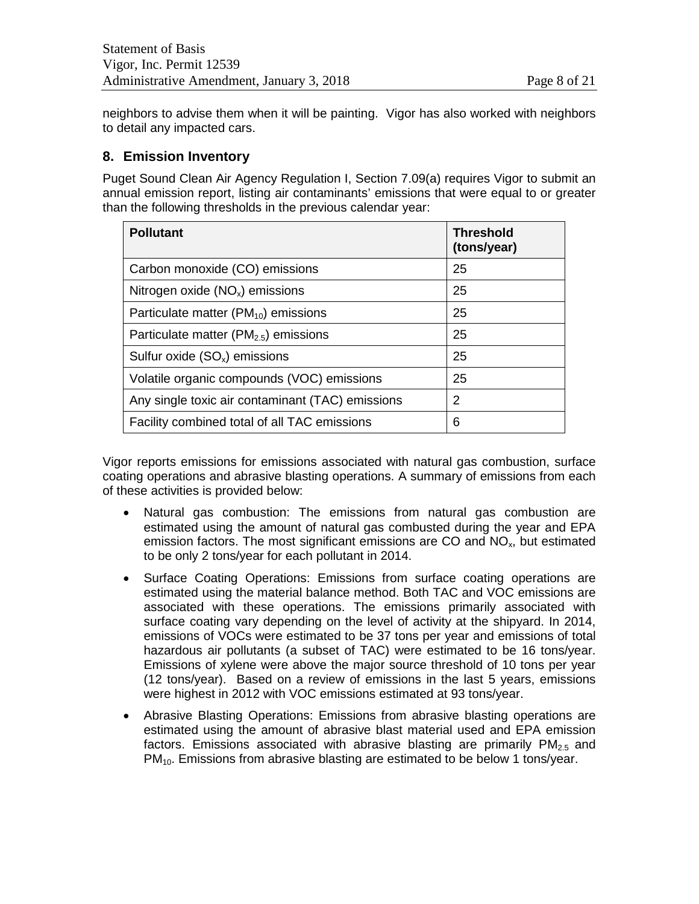neighbors to advise them when it will be painting. Vigor has also worked with neighbors to detail any impacted cars.

## 8. Emission Inventory

Puget Sound Clean Air Agency Regulation I, Section 7.09(a) requires Vigor to submit an annual emission report, listing air contaminants' emissions that were equal to or greater than the following thresholds in the previous calendar year:

| Pollutant | Threshold (tons/year) |
|---|---|
| Carbon monoxide (CO) emissions | 25 |
| Nitrogen oxide ($NO_x$) emissions | 25 |
| Particulate matter ($PM_{10}$) emissions | 25 |
| Particulate matter ($PM_{2.5}$) emissions | 25 |
| Sulfur oxide ($SO_x$) emissions | 25 |
| Volatile organic compounds (VOC) emissions | 25 |
| Any single toxic air contaminant (TAC) emissions | 2 |
| Facility combined total of all TAC emissions | 6 |

Vigor reports emissions for emissions associated with natural gas combustion, surface coating operations and abrasive blasting operations. A summary of emissions from each of these activities is provided below:

- Natural gas combustion: The emissions from natural gas combustion are estimated using the amount of natural gas combusted during the year and EPA emission factors. The most significant emissions are CO and $NO_x$, but estimated to be only 2 tons/year for each pollutant in 2014.
- Surface Coating Operations: Emissions from surface coating operations are estimated using the material balance method. Both TAC and VOC emissions are associated with these operations. The emissions primarily associated with surface coating vary depending on the level of activity at the shipyard. In 2014, emissions of VOCs were estimated to be 37 tons per year and emissions of total hazardous air pollutants (a subset of TAC) were estimated to be 16 tons/year. Emissions of xylene were above the major source threshold of 10 tons per year (12 tons/year). Based on a review of emissions in the last 5 years, emissions were highest in 2012 with VOC emissions estimated at 93 tons/year.
- Abrasive Blasting Operations: Emissions from abrasive blasting operations are estimated using the amount of abrasive blast material used and EPA emission factors. Emissions associated with abrasive blasting are primarily $PM_{2.5}$ and $PM_{10}$. Emissions from abrasive blasting are estimated to be below 1 tons/year.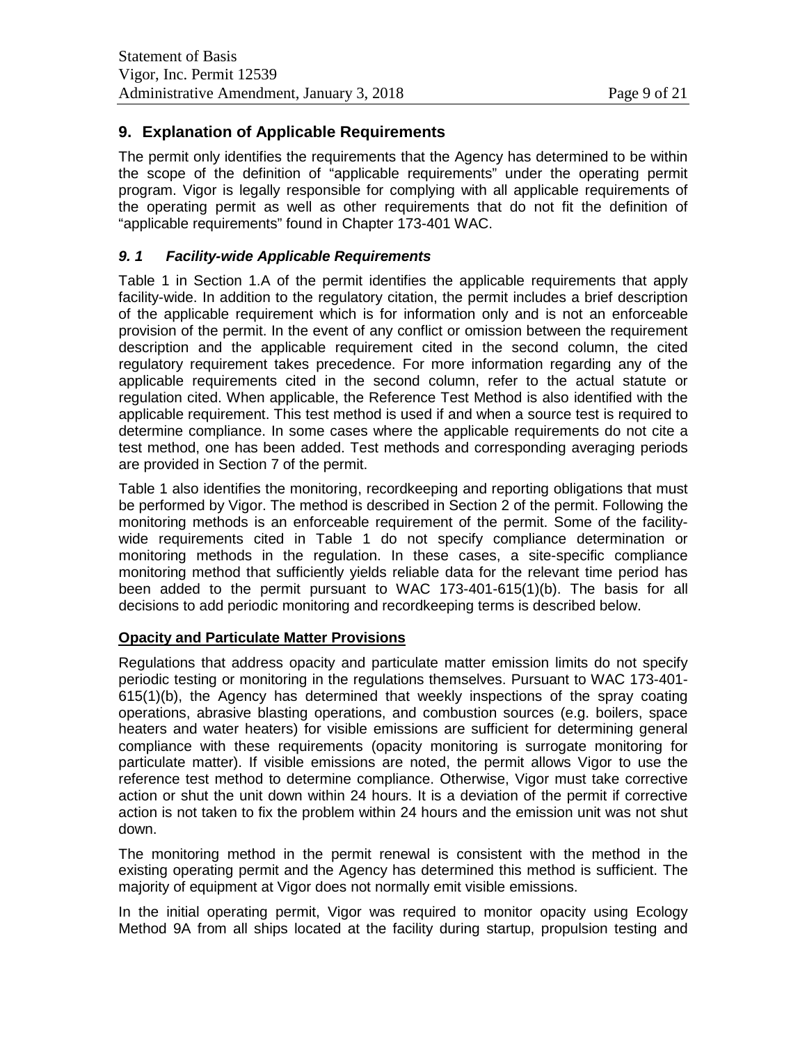## 9. Explanation of Applicable Requirements

The permit only identifies the requirements that the Agency has determined to be within the scope of the definition of "applicable requirements" under the operating permit program. Vigor is legally responsible for complying with all applicable requirements of the operating permit as well as other requirements that do not fit the definition of "applicable requirements" found in Chapter 173-401 WAC.

### *9. 1 Facility-wide Applicable Requirements*

Table 1 in Section 1.A of the permit identifies the applicable requirements that apply facility-wide. In addition to the regulatory citation, the permit includes a brief description of the applicable requirement which is for information only and is not an enforceable provision of the permit. In the event of any conflict or omission between the requirement description and the applicable requirement cited in the second column, the cited regulatory requirement takes precedence. For more information regarding any of the applicable requirements cited in the second column, refer to the actual statute or regulation cited. When applicable, the Reference Test Method is also identified with the applicable requirement. This test method is used if and when a source test is required to determine compliance. In some cases where the applicable requirements do not cite a test method, one has been added. Test methods and corresponding averaging periods are provided in Section 7 of the permit.

Table 1 also identifies the monitoring, recordkeeping and reporting obligations that must be performed by Vigor. The method is described in Section 2 of the permit. Following the monitoring methods is an enforceable requirement of the permit. Some of the facility-wide requirements cited in Table 1 do not specify compliance determination or monitoring methods in the regulation. In these cases, a site-specific compliance monitoring method that sufficiently yields reliable data for the relevant time period has been added to the permit pursuant to WAC 173-401-615(1)(b). The basis for all decisions to add periodic monitoring and recordkeeping terms is described below.

**Opacity and Particulate Matter Provisions**

Regulations that address opacity and particulate matter emission limits do not specify periodic testing or monitoring in the regulations themselves. Pursuant to WAC 173-401-615(1)(b), the Agency has determined that weekly inspections of the spray coating operations, abrasive blasting operations, and combustion sources (e.g. boilers, space heaters and water heaters) for visible emissions are sufficient for determining general compliance with these requirements (opacity monitoring is surrogate monitoring for particulate matter). If visible emissions are noted, the permit allows Vigor to use the reference test method to determine compliance. Otherwise, Vigor must take corrective action or shut the unit down within 24 hours. It is a deviation of the permit if corrective action is not taken to fix the problem within 24 hours and the emission unit was not shut down.

The monitoring method in the permit renewal is consistent with the method in the existing operating permit and the Agency has determined this method is sufficient. The majority of equipment at Vigor does not normally emit visible emissions.

In the initial operating permit, Vigor was required to monitor opacity using Ecology Method 9A from all ships located at the facility during startup, propulsion testing and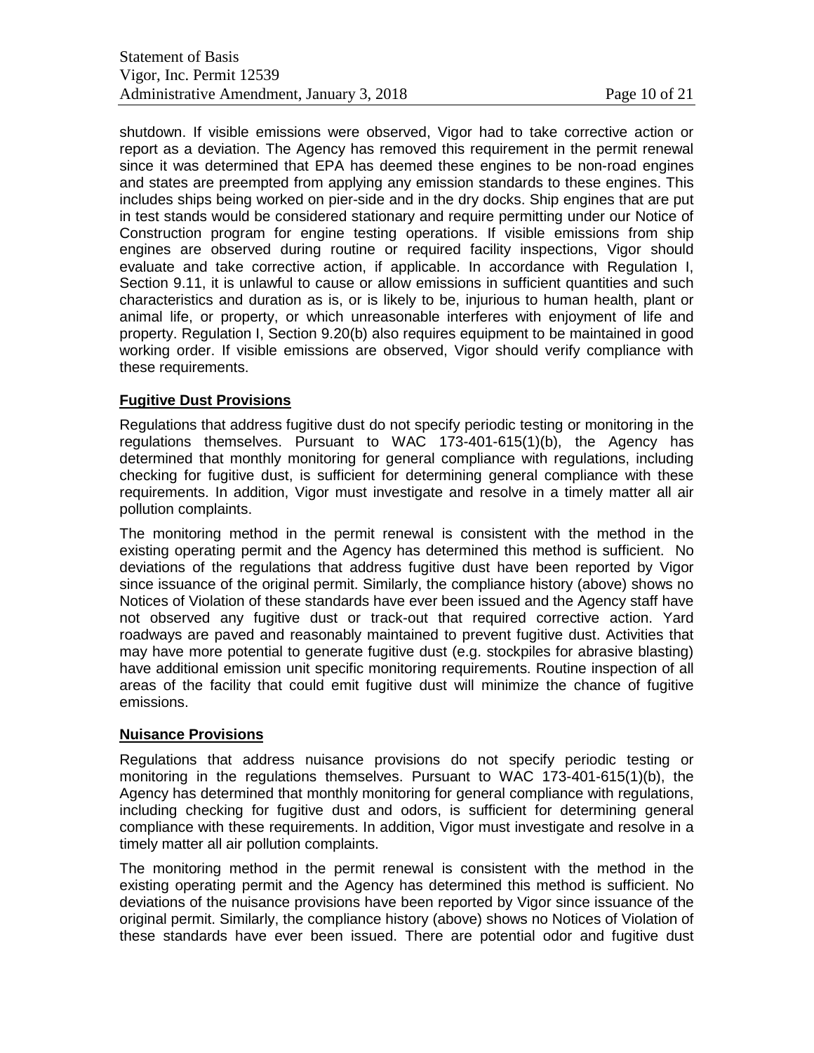shutdown. If visible emissions were observed, Vigor had to take corrective action or report as a deviation. The Agency has removed this requirement in the permit renewal since it was determined that EPA has deemed these engines to be non-road engines and states are preempted from applying any emission standards to these engines. This includes ships being worked on pier-side and in the dry docks. Ship engines that are put in test stands would be considered stationary and require permitting under our Notice of Construction program for engine testing operations. If visible emissions from ship engines are observed during routine or required facility inspections, Vigor should evaluate and take corrective action, if applicable. In accordance with Regulation I, Section 9.11, it is unlawful to cause or allow emissions in sufficient quantities and such characteristics and duration as is, or is likely to be, injurious to human health, plant or animal life, or property, or which unreasonable interferes with enjoyment of life and property. Regulation I, Section 9.20(b) also requires equipment to be maintained in good working order. If visible emissions are observed, Vigor should verify compliance with these requirements.

## Fugitive Dust Provisions

Regulations that address fugitive dust do not specify periodic testing or monitoring in the regulations themselves. Pursuant to WAC 173-401-615(1)(b), the Agency has determined that monthly monitoring for general compliance with regulations, including checking for fugitive dust, is sufficient for determining general compliance with these requirements. In addition, Vigor must investigate and resolve in a timely matter all air pollution complaints.

The monitoring method in the permit renewal is consistent with the method in the existing operating permit and the Agency has determined this method is sufficient. No deviations of the regulations that address fugitive dust have been reported by Vigor since issuance of the original permit. Similarly, the compliance history (above) shows no Notices of Violation of these standards have ever been issued and the Agency staff have not observed any fugitive dust or track-out that required corrective action. Yard roadways are paved and reasonably maintained to prevent fugitive dust. Activities that may have more potential to generate fugitive dust (e.g. stockpiles for abrasive blasting) have additional emission unit specific monitoring requirements. Routine inspection of all areas of the facility that could emit fugitive dust will minimize the chance of fugitive emissions.

## Nuisance Provisions

Regulations that address nuisance provisions do not specify periodic testing or monitoring in the regulations themselves. Pursuant to WAC 173-401-615(1)(b), the Agency has determined that monthly monitoring for general compliance with regulations, including checking for fugitive dust and odors, is sufficient for determining general compliance with these requirements. In addition, Vigor must investigate and resolve in a timely matter all air pollution complaints.

The monitoring method in the permit renewal is consistent with the method in the existing operating permit and the Agency has determined this method is sufficient. No deviations of the nuisance provisions have been reported by Vigor since issuance of the original permit. Similarly, the compliance history (above) shows no Notices of Violation of these standards have ever been issued. There are potential odor and fugitive dust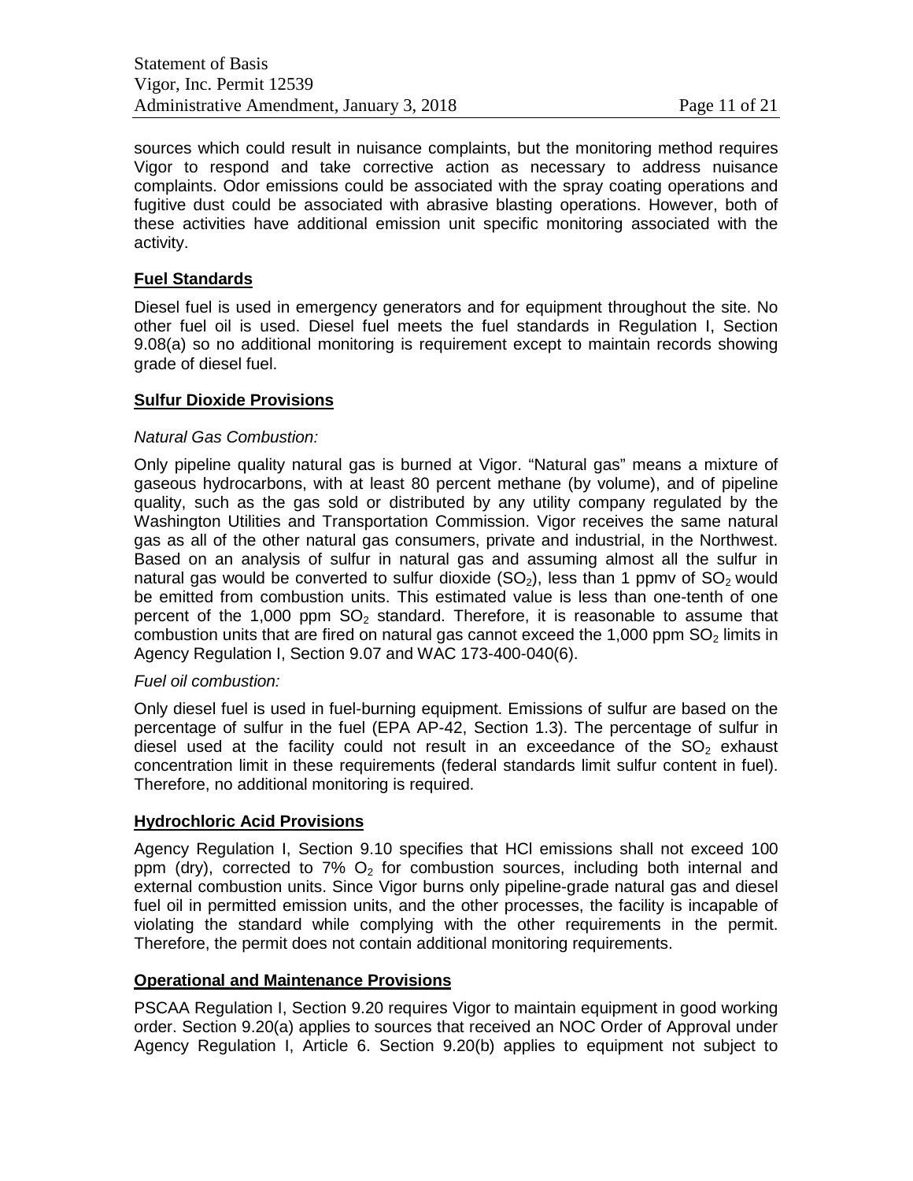sources which could result in nuisance complaints, but the monitoring method requires Vigor to respond and take corrective action as necessary to address nuisance complaints. Odor emissions could be associated with the spray coating operations and fugitive dust could be associated with abrasive blasting operations. However, both of these activities have additional emission unit specific monitoring associated with the activity.

**Fuel Standards**

Diesel fuel is used in emergency generators and for equipment throughout the site. No other fuel oil is used. Diesel fuel meets the fuel standards in Regulation I, Section 9.08(a) so no additional monitoring is requirement except to maintain records showing grade of diesel fuel.

**Sulfur Dioxide Provisions**

*Natural Gas Combustion:*

Only pipeline quality natural gas is burned at Vigor. "Natural gas" means a mixture of gaseous hydrocarbons, with at least 80 percent methane (by volume), and of pipeline quality, such as the gas sold or distributed by any utility company regulated by the Washington Utilities and Transportation Commission. Vigor receives the same natural gas as all of the other natural gas consumers, private and industrial, in the Northwest. Based on an analysis of sulfur in natural gas and assuming almost all the sulfur in natural gas would be converted to sulfur dioxide ($SO_2$), less than 1 ppmv of $SO_2$ would be emitted from combustion units. This estimated value is less than one-tenth of one percent of the 1,000 ppm $SO_2$ standard. Therefore, it is reasonable to assume that combustion units that are fired on natural gas cannot exceed the 1,000 ppm $SO_2$ limits in Agency Regulation I, Section 9.07 and WAC 173-400-040(6).

*Fuel oil combustion:*

Only diesel fuel is used in fuel-burning equipment. Emissions of sulfur are based on the percentage of sulfur in the fuel (EPA AP-42, Section 1.3). The percentage of sulfur in diesel used at the facility could not result in an exceedance of the $SO_2$ exhaust concentration limit in these requirements (federal standards limit sulfur content in fuel). Therefore, no additional monitoring is required.

**Hydrochloric Acid Provisions**

Agency Regulation I, Section 9.10 specifies that HCl emissions shall not exceed 100 ppm (dry), corrected to 7% $O_2$ for combustion sources, including both internal and external combustion units. Since Vigor burns only pipeline-grade natural gas and diesel fuel oil in permitted emission units, and the other processes, the facility is incapable of violating the standard while complying with the other requirements in the permit. Therefore, the permit does not contain additional monitoring requirements.

**Operational and Maintenance Provisions**

PSCAA Regulation I, Section 9.20 requires Vigor to maintain equipment in good working order. Section 9.20(a) applies to sources that received an NOC Order of Approval under Agency Regulation I, Article 6. Section 9.20(b) applies to equipment not subject to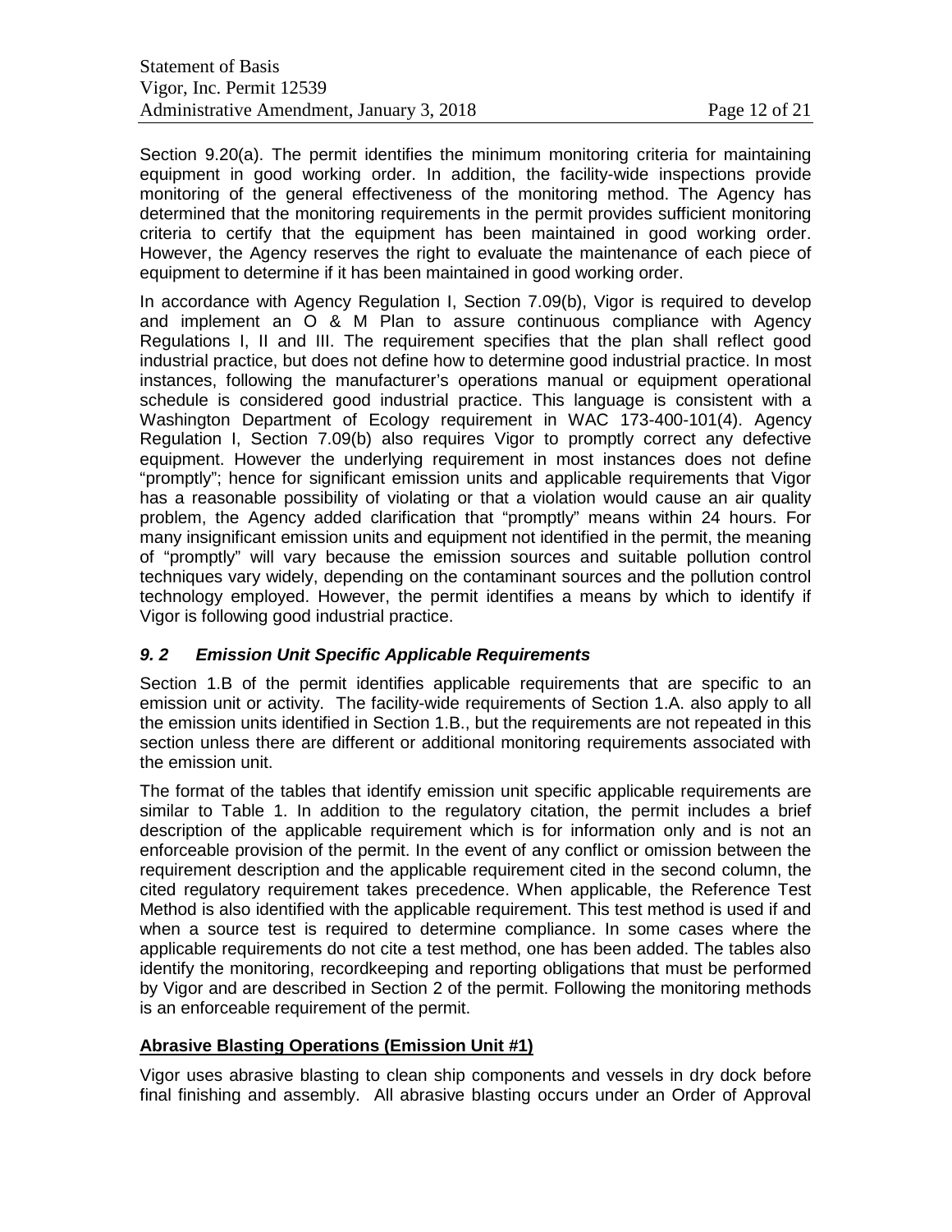Section 9.20(a). The permit identifies the minimum monitoring criteria for maintaining equipment in good working order. In addition, the facility-wide inspections provide monitoring of the general effectiveness of the monitoring method. The Agency has determined that the monitoring requirements in the permit provides sufficient monitoring criteria to certify that the equipment has been maintained in good working order. However, the Agency reserves the right to evaluate the maintenance of each piece of equipment to determine if it has been maintained in good working order.

In accordance with Agency Regulation I, Section 7.09(b), Vigor is required to develop and implement an O & M Plan to assure continuous compliance with Agency Regulations I, II and III. The requirement specifies that the plan shall reflect good industrial practice, but does not define how to determine good industrial practice. In most instances, following the manufacturer's operations manual or equipment operational schedule is considered good industrial practice. This language is consistent with a Washington Department of Ecology requirement in WAC 173-400-101(4). Agency Regulation I, Section 7.09(b) also requires Vigor to promptly correct any defective equipment. However the underlying requirement in most instances does not define "promptly"; hence for significant emission units and applicable requirements that Vigor has a reasonable possibility of violating or that a violation would cause an air quality problem, the Agency added clarification that "promptly" means within 24 hours. For many insignificant emission units and equipment not identified in the permit, the meaning of "promptly" will vary because the emission sources and suitable pollution control techniques vary widely, depending on the contaminant sources and the pollution control technology employed. However, the permit identifies a means by which to identify if Vigor is following good industrial practice.

### *9. 2 Emission Unit Specific Applicable Requirements*

Section 1.B of the permit identifies applicable requirements that are specific to an emission unit or activity. The facility-wide requirements of Section 1.A. also apply to all the emission units identified in Section 1.B., but the requirements are not repeated in this section unless there are different or additional monitoring requirements associated with the emission unit.

The format of the tables that identify emission unit specific applicable requirements are similar to Table 1. In addition to the regulatory citation, the permit includes a brief description of the applicable requirement which is for information only and is not an enforceable provision of the permit. In the event of any conflict or omission between the requirement description and the applicable requirement cited in the second column, the cited regulatory requirement takes precedence. When applicable, the Reference Test Method is also identified with the applicable requirement. This test method is used if and when a source test is required to determine compliance. In some cases where the applicable requirements do not cite a test method, one has been added. The tables also identify the monitoring, recordkeeping and reporting obligations that must be performed by Vigor and are described in Section 2 of the permit. Following the monitoring methods is an enforceable requirement of the permit.

**Abrasive Blasting Operations (Emission Unit #1)**

Vigor uses abrasive blasting to clean ship components and vessels in dry dock before final finishing and assembly. All abrasive blasting occurs under an Order of Approval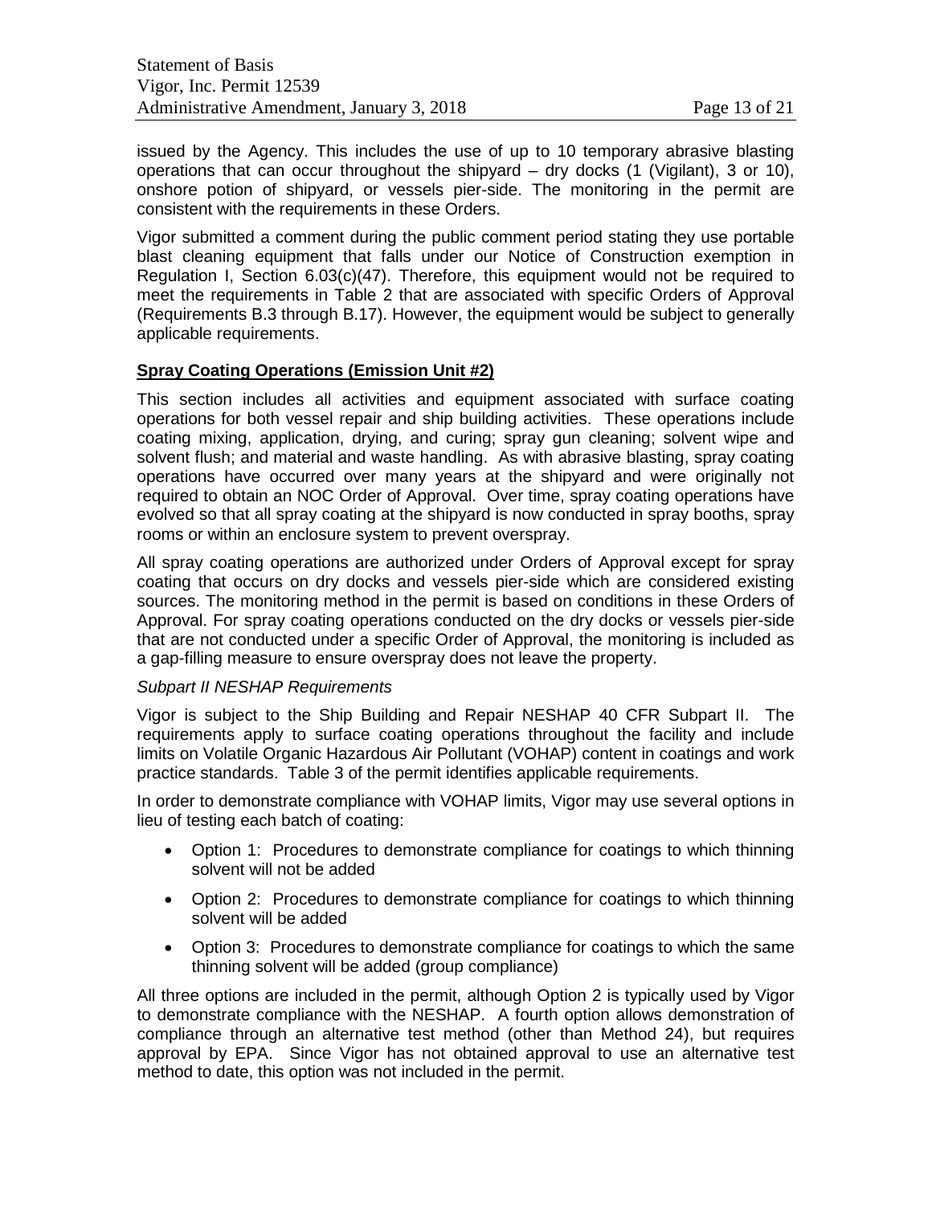issued by the Agency. This includes the use of up to 10 temporary abrasive blasting operations that can occur throughout the shipyard – dry docks (1 (Vigilant), 3 or 10), onshore potion of shipyard, or vessels pier-side. The monitoring in the permit are consistent with the requirements in these Orders.

Vigor submitted a comment during the public comment period stating they use portable blast cleaning equipment that falls under our Notice of Construction exemption in Regulation I, Section 6.03(c)(47). Therefore, this equipment would not be required to meet the requirements in Table 2 that are associated with specific Orders of Approval (Requirements B.3 through B.17). However, the equipment would be subject to generally applicable requirements.

**Spray Coating Operations (Emission Unit #2)**

This section includes all activities and equipment associated with surface coating operations for both vessel repair and ship building activities. These operations include coating mixing, application, drying, and curing; spray gun cleaning; solvent wipe and solvent flush; and material and waste handling. As with abrasive blasting, spray coating operations have occurred over many years at the shipyard and were originally not required to obtain an NOC Order of Approval. Over time, spray coating operations have evolved so that all spray coating at the shipyard is now conducted in spray booths, spray rooms or within an enclosure system to prevent overspray.

All spray coating operations are authorized under Orders of Approval except for spray coating that occurs on dry docks and vessels pier-side which are considered existing sources. The monitoring method in the permit is based on conditions in these Orders of Approval. For spray coating operations conducted on the dry docks or vessels pier-side that are not conducted under a specific Order of Approval, the monitoring is included as a gap-filling measure to ensure overspray does not leave the property.

*Subpart II NESHAP Requirements*

Vigor is subject to the Ship Building and Repair NESHAP 40 CFR Subpart II. The requirements apply to surface coating operations throughout the facility and include limits on Volatile Organic Hazardous Air Pollutant (VOHAP) content in coatings and work practice standards. Table 3 of the permit identifies applicable requirements.

In order to demonstrate compliance with VOHAP limits, Vigor may use several options in lieu of testing each batch of coating:

- Option 1: Procedures to demonstrate compliance for coatings to which thinning solvent will not be added
- Option 2: Procedures to demonstrate compliance for coatings to which thinning solvent will be added
- Option 3: Procedures to demonstrate compliance for coatings to which the same thinning solvent will be added (group compliance)

All three options are included in the permit, although Option 2 is typically used by Vigor to demonstrate compliance with the NESHAP. A fourth option allows demonstration of compliance through an alternative test method (other than Method 24), but requires approval by EPA. Since Vigor has not obtained approval to use an alternative test method to date, this option was not included in the permit.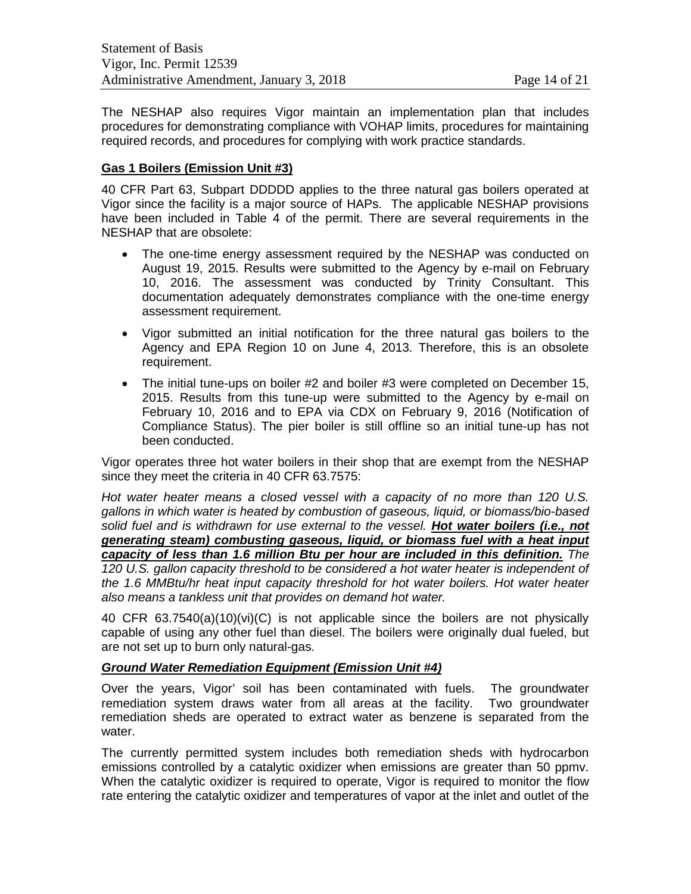The NESHAP also requires Vigor maintain an implementation plan that includes procedures for demonstrating compliance with VOHAP limits, procedures for maintaining required records, and procedures for complying with work practice standards.

**Gas 1 Boilers (Emission Unit #3)**

40 CFR Part 63, Subpart DDDDD applies to the three natural gas boilers operated at Vigor since the facility is a major source of HAPs. The applicable NESHAP provisions have been included in Table 4 of the permit. There are several requirements in the NESHAP that are obsolete:

- The one-time energy assessment required by the NESHAP was conducted on August 19, 2015. Results were submitted to the Agency by e-mail on February 10, 2016. The assessment was conducted by Trinity Consultant. This documentation adequately demonstrates compliance with the one-time energy assessment requirement.
- Vigor submitted an initial notification for the three natural gas boilers to the Agency and EPA Region 10 on June 4, 2013. Therefore, this is an obsolete requirement.
- The initial tune-ups on boiler #2 and boiler #3 were completed on December 15, 2015. Results from this tune-up were submitted to the Agency by e-mail on February 10, 2016 and to EPA via CDX on February 9, 2016 (Notification of Compliance Status). The pier boiler is still offline so an initial tune-up has not been conducted.

Vigor operates three hot water boilers in their shop that are exempt from the NESHAP since they meet the criteria in 40 CFR 63.7575:

*Hot water heater means a closed vessel with a capacity of no more than 120 U.S. gallons in which water is heated by combustion of gaseous, liquid, or biomass/bio-based solid fuel and is withdrawn for use external to the vessel.* ***<u>Hot water boilers (i.e., not generating steam) combusting gaseous, liquid, or biomass fuel with a heat input capacity of less than 1.6 million Btu per hour are included in this definition.</u>*** *The 120 U.S. gallon capacity threshold to be considered a hot water heater is independent of the 1.6 MMBtu/hr heat input capacity threshold for hot water boilers. Hot water heater also means a tankless unit that provides on demand hot water.*

40 CFR 63.7540(a)(10)(vi)(C) is not applicable since the boilers are not physically capable of using any other fuel than diesel. The boilers were originally dual fueled, but are not set up to burn only natural-gas.

***Ground Water Remediation Equipment (Emission Unit #4)***

Over the years, Vigor' soil has been contaminated with fuels. The groundwater remediation system draws water from all areas at the facility. Two groundwater remediation sheds are operated to extract water as benzene is separated from the water.

The currently permitted system includes both remediation sheds with hydrocarbon emissions controlled by a catalytic oxidizer when emissions are greater than 50 ppmv. When the catalytic oxidizer is required to operate, Vigor is required to monitor the flow rate entering the catalytic oxidizer and temperatures of vapor at the inlet and outlet of the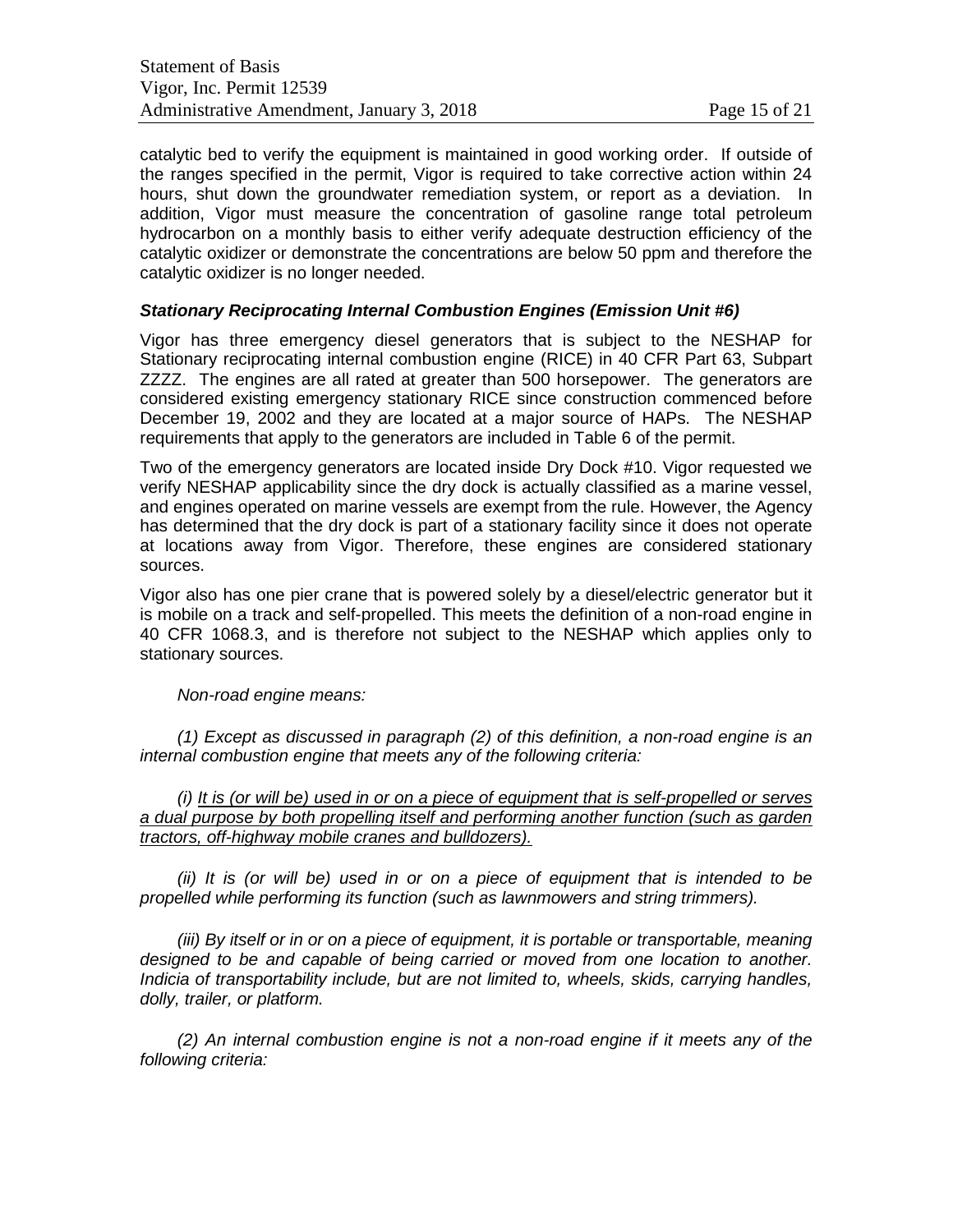catalytic bed to verify the equipment is maintained in good working order. If outside of the ranges specified in the permit, Vigor is required to take corrective action within 24 hours, shut down the groundwater remediation system, or report as a deviation. In addition, Vigor must measure the concentration of gasoline range total petroleum hydrocarbon on a monthly basis to either verify adequate destruction efficiency of the catalytic oxidizer or demonstrate the concentrations are below 50 ppm and therefore the catalytic oxidizer is no longer needed.

### *Stationary Reciprocating Internal Combustion Engines (Emission Unit #6)*

Vigor has three emergency diesel generators that is subject to the NESHAP for Stationary reciprocating internal combustion engine (RICE) in 40 CFR Part 63, Subpart ZZZZ. The engines are all rated at greater than 500 horsepower. The generators are considered existing emergency stationary RICE since construction commenced before December 19, 2002 and they are located at a major source of HAPs. The NESHAP requirements that apply to the generators are included in Table 6 of the permit.

Two of the emergency generators are located inside Dry Dock #10. Vigor requested we verify NESHAP applicability since the dry dock is actually classified as a marine vessel, and engines operated on marine vessels are exempt from the rule. However, the Agency has determined that the dry dock is part of a stationary facility since it does not operate at locations away from Vigor. Therefore, these engines are considered stationary sources.

Vigor also has one pier crane that is powered solely by a diesel/electric generator but it is mobile on a track and self-propelled. This meets the definition of a non-road engine in 40 CFR 1068.3, and is therefore not subject to the NESHAP which applies only to stationary sources.

> *Non-road engine means:*
>
> *(1) Except as discussed in paragraph (2) of this definition, a non-road engine is an internal combustion engine that meets any of the following criteria:*
>
> *(i) <u>It is (or will be) used in or on a piece of equipment that is self-propelled or serves a dual purpose by both propelling itself and performing another function (such as garden tractors, off-highway mobile cranes and bulldozers).</u>*
>
> *(ii) It is (or will be) used in or on a piece of equipment that is intended to be propelled while performing its function (such as lawnmowers and string trimmers).*
>
> *(iii) By itself or in or on a piece of equipment, it is portable or transportable, meaning designed to be and capable of being carried or moved from one location to another. Indicia of transportability include, but are not limited to, wheels, skids, carrying handles, dolly, trailer, or platform.*
>
> *(2) An internal combustion engine is not a non-road engine if it meets any of the following criteria:*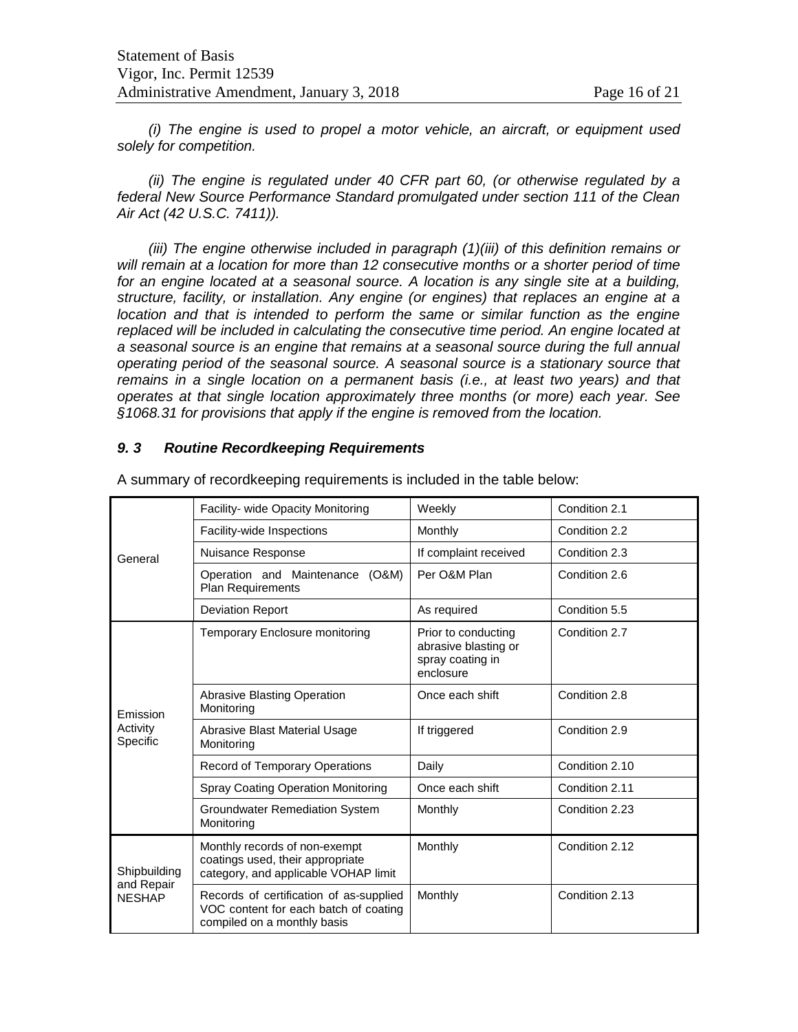*(i) The engine is used to propel a motor vehicle, an aircraft, or equipment used solely for competition.*

*(ii) The engine is regulated under 40 CFR part 60, (or otherwise regulated by a federal New Source Performance Standard promulgated under section 111 of the Clean Air Act (42 U.S.C. 7411)).*

*(iii) The engine otherwise included in paragraph (1)(iii) of this definition remains or will remain at a location for more than 12 consecutive months or a shorter period of time for an engine located at a seasonal source. A location is any single site at a building, structure, facility, or installation. Any engine (or engines) that replaces an engine at a location and that is intended to perform the same or similar function as the engine replaced will be included in calculating the consecutive time period. An engine located at a seasonal source is an engine that remains at a seasonal source during the full annual operating period of the seasonal source. A seasonal source is a stationary source that remains in a single location on a permanent basis (i.e., at least two years) and that operates at that single location approximately three months (or more) each year. See §1068.31 for provisions that apply if the engine is removed from the location.*

### *9. 3 Routine Recordkeeping Requirements*

A summary of recordkeeping requirements is included in the table below:

| | | | |
|---|---|---|---|
| General | Facility- wide Opacity Monitoring | Weekly | Condition 2.1 |
| | Facility-wide Inspections | Monthly | Condition 2.2 |
| | Nuisance Response | If complaint received | Condition 2.3 |
| | Operation and Maintenance (O&M) Plan Requirements | Per O&M Plan | Condition 2.6 |
| | Deviation Report | As required | Condition 5.5 |
| Emission Activity Specific | Temporary Enclosure monitoring | Prior to conducting abrasive blasting or spray coating in enclosure | Condition 2.7 |
| | Abrasive Blasting Operation Monitoring | Once each shift | Condition 2.8 |
| | Abrasive Blast Material Usage Monitoring | If triggered | Condition 2.9 |
| | Record of Temporary Operations | Daily | Condition 2.10 |
| | Spray Coating Operation Monitoring | Once each shift | Condition 2.11 |
| | Groundwater Remediation System Monitoring | Monthly | Condition 2.23 |
| Shipbuilding and Repair NESHAP | Monthly records of non-exempt coatings used, their appropriate category, and applicable VOHAP limit | Monthly | Condition 2.12 |
| | Records of certification of as-supplied VOC content for each batch of coating compiled on a monthly basis | Monthly | Condition 2.13 |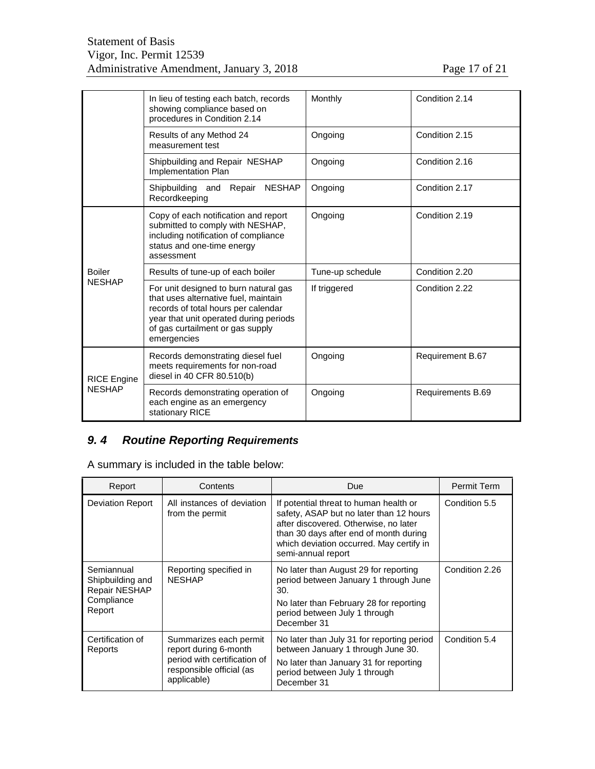| | | | |
|---|---|---|---|
| | In lieu of testing each batch, records showing compliance based on procedures in Condition 2.14 | Monthly | Condition 2.14 |
| | Results of any Method 24 measurement test | Ongoing | Condition 2.15 |
| | Shipbuilding and Repair NESHAP Implementation Plan | Ongoing | Condition 2.16 |
| | Shipbuilding and Repair NESHAP Recordkeeping | Ongoing | Condition 2.17 |
| Boiler NESHAP | Copy of each notification and report submitted to comply with NESHAP, including notification of compliance status and one-time energy assessment | Ongoing | Condition 2.19 |
| | Results of tune-up of each boiler | Tune-up schedule | Condition 2.20 |
| | For unit designed to burn natural gas that uses alternative fuel, maintain records of total hours per calendar year that unit operated during periods of gas curtailment or gas supply emergencies | If triggered | Condition 2.22 |
| RICE Engine NESHAP | Records demonstrating diesel fuel meets requirements for non-road diesel in 40 CFR 80.510(b) | Ongoing | Requirement B.67 |
| | Records demonstrating operation of each engine as an emergency stationary RICE | Ongoing | Requirements B.69 |

## *9. 4 Routine Reporting Requirements*

A summary is included in the table below:

| Report | Contents | Due | Permit Term |
|---|---|---|---|
| Deviation Report | All instances of deviation from the permit | If potential threat to human health or safety, ASAP but no later than 12 hours after discovered. Otherwise, no later than 30 days after end of month during which deviation occurred. May certify in semi-annual report | Condition 5.5 |
| Semiannual Shipbuilding and Repair NESHAP Compliance Report | Reporting specified in NESHAP | No later than August 29 for reporting period between January 1 through June 30.<br>No later than February 28 for reporting period between July 1 through December 31 | Condition 2.26 |
| Certification of Reports | Summarizes each permit report during 6-month period with certification of responsible official (as applicable) | No later than July 31 for reporting period between January 1 through June 30.<br>No later than January 31 for reporting period between July 1 through December 31 | Condition 5.4 |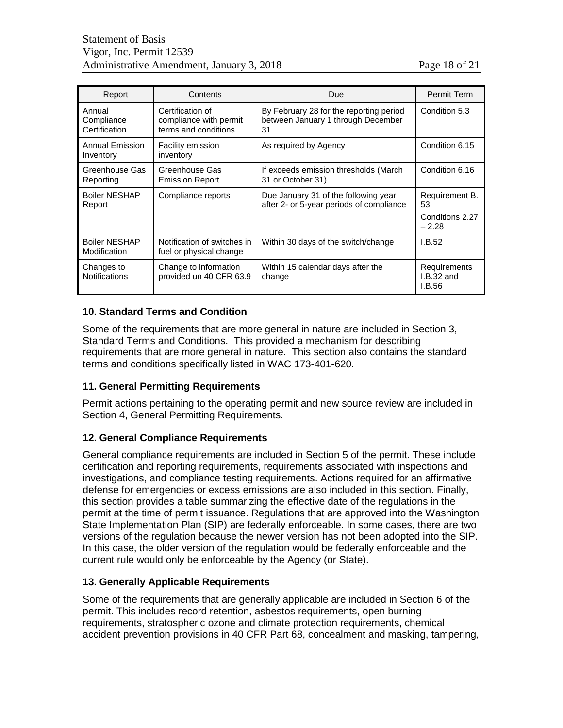| Report | Contents | Due | Permit Term |
|---|---|---|---|
| Annual Compliance Certification | Certification of compliance with permit terms and conditions | By February 28 for the reporting period between January 1 through December 31 | Condition 5.3 |
| Annual Emission Inventory | Facility emission inventory | As required by Agency | Condition 6.15 |
| Greenhouse Gas Reporting | Greenhouse Gas Emission Report | If exceeds emission thresholds (March 31 or October 31) | Condition 6.16 |
| Boiler NESHAP Report | Compliance reports | Due January 31 of the following year after 2- or 5-year periods of compliance | Requirement B. 53<br>Conditions 2.27 – 2.28 |
| Boiler NESHAP Modification | Notification of switches in fuel or physical change | Within 30 days of the switch/change | I.B.52 |
| Changes to Notifications | Change to information provided un 40 CFR 63.9 | Within 15 calendar days after the change | Requirements I.B.32 and I.B.56 |

### 10. Standard Terms and Condition

Some of the requirements that are more general in nature are included in Section 3, Standard Terms and Conditions. This provided a mechanism for describing requirements that are more general in nature. This section also contains the standard terms and conditions specifically listed in WAC 173-401-620.

### 11. General Permitting Requirements

Permit actions pertaining to the operating permit and new source review are included in Section 4, General Permitting Requirements.

### 12. General Compliance Requirements

General compliance requirements are included in Section 5 of the permit. These include certification and reporting requirements, requirements associated with inspections and investigations, and compliance testing requirements. Actions required for an affirmative defense for emergencies or excess emissions are also included in this section. Finally, this section provides a table summarizing the effective date of the regulations in the permit at the time of permit issuance. Regulations that are approved into the Washington State Implementation Plan (SIP) are federally enforceable. In some cases, there are two versions of the regulation because the newer version has not been adopted into the SIP. In this case, the older version of the regulation would be federally enforceable and the current rule would only be enforceable by the Agency (or State).

### 13. Generally Applicable Requirements

Some of the requirements that are generally applicable are included in Section 6 of the permit. This includes record retention, asbestos requirements, open burning requirements, stratospheric ozone and climate protection requirements, chemical accident prevention provisions in 40 CFR Part 68, concealment and masking, tampering,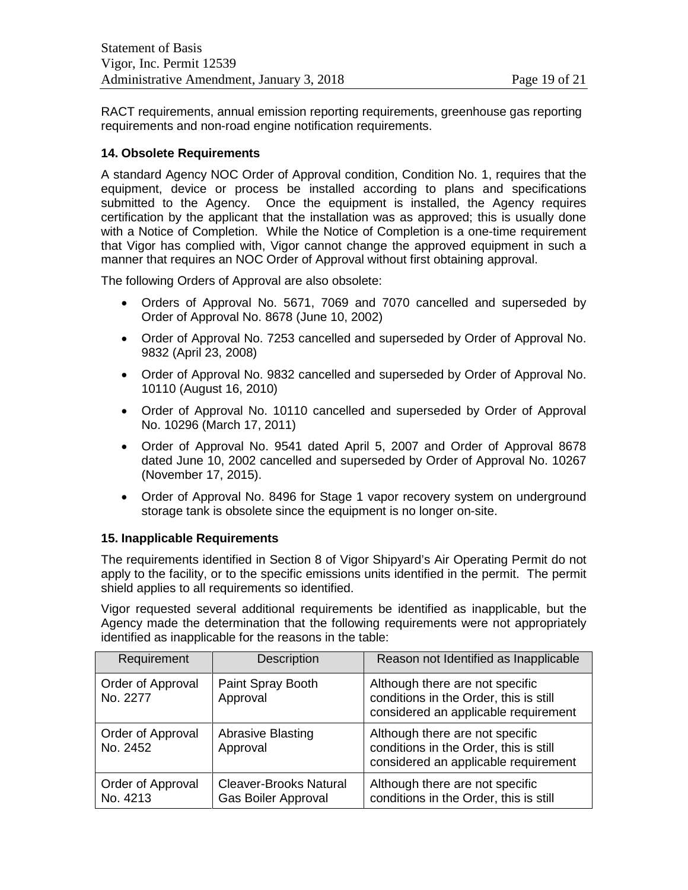RACT requirements, annual emission reporting requirements, greenhouse gas reporting requirements and non-road engine notification requirements.

### 14. Obsolete Requirements

A standard Agency NOC Order of Approval condition, Condition No. 1, requires that the equipment, device or process be installed according to plans and specifications submitted to the Agency. Once the equipment is installed, the Agency requires certification by the applicant that the installation was as approved; this is usually done with a Notice of Completion. While the Notice of Completion is a one-time requirement that Vigor has complied with, Vigor cannot change the approved equipment in such a manner that requires an NOC Order of Approval without first obtaining approval.

The following Orders of Approval are also obsolete:

- Orders of Approval No. 5671, 7069 and 7070 cancelled and superseded by Order of Approval No. 8678 (June 10, 2002)
- Order of Approval No. 7253 cancelled and superseded by Order of Approval No. 9832 (April 23, 2008)
- Order of Approval No. 9832 cancelled and superseded by Order of Approval No. 10110 (August 16, 2010)
- Order of Approval No. 10110 cancelled and superseded by Order of Approval No. 10296 (March 17, 2011)
- Order of Approval No. 9541 dated April 5, 2007 and Order of Approval 8678 dated June 10, 2002 cancelled and superseded by Order of Approval No. 10267 (November 17, 2015).
- Order of Approval No. 8496 for Stage 1 vapor recovery system on underground storage tank is obsolete since the equipment is no longer on-site.

### 15. Inapplicable Requirements

The requirements identified in Section 8 of Vigor Shipyard's Air Operating Permit do not apply to the facility, or to the specific emissions units identified in the permit. The permit shield applies to all requirements so identified.

Vigor requested several additional requirements be identified as inapplicable, but the Agency made the determination that the following requirements were not appropriately identified as inapplicable for the reasons in the table:

| Requirement | Description | Reason not Identified as Inapplicable |
|---|---|---|
| Order of Approval No. 2277 | Paint Spray Booth Approval | Although there are not specific conditions in the Order, this is still considered an applicable requirement |
| Order of Approval No. 2452 | Abrasive Blasting Approval | Although there are not specific conditions in the Order, this is still considered an applicable requirement |
| Order of Approval No. 4213 | Cleaver-Brooks Natural Gas Boiler Approval | Although there are not specific conditions in the Order, this is still |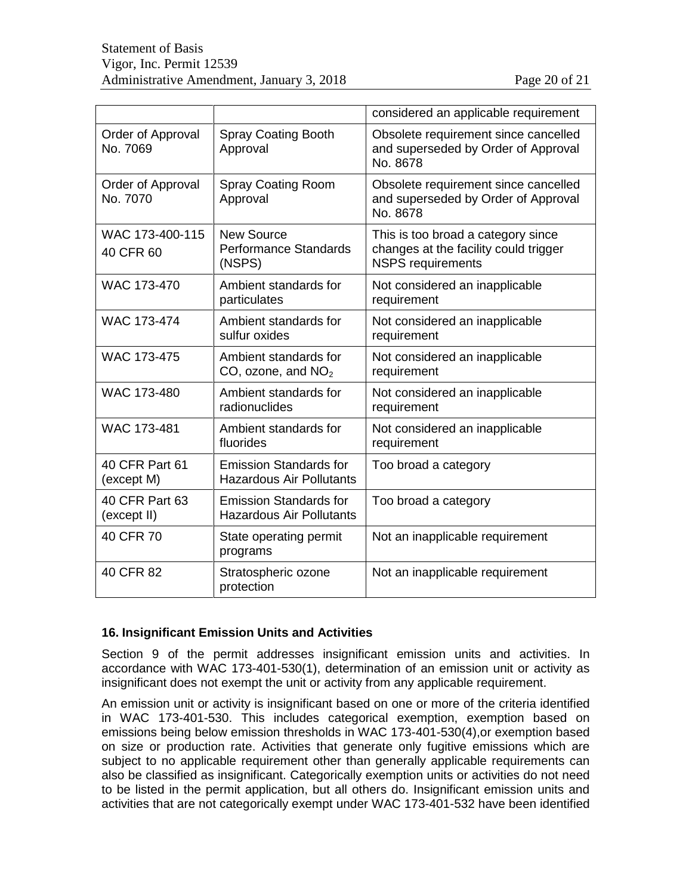| | | |
|---|---|---|
| | | considered an applicable requirement |
| Order of Approval No. 7069 | Spray Coating Booth Approval | Obsolete requirement since cancelled and superseded by Order of Approval No. 8678 |
| Order of Approval No. 7070 | Spray Coating Room Approval | Obsolete requirement since cancelled and superseded by Order of Approval No. 8678 |
| WAC 173-400-115<br>40 CFR 60 | New Source Performance Standards (NSPS) | This is too broad a category since changes at the facility could trigger NSPS requirements |
| WAC 173-470 | Ambient standards for particulates | Not considered an inapplicable requirement |
| WAC 173-474 | Ambient standards for sulfur oxides | Not considered an inapplicable requirement |
| WAC 173-475 | Ambient standards for CO, ozone, and $NO_2$ | Not considered an inapplicable requirement |
| WAC 173-480 | Ambient standards for radionuclides | Not considered an inapplicable requirement |
| WAC 173-481 | Ambient standards for fluorides | Not considered an inapplicable requirement |
| 40 CFR Part 61 (except M) | Emission Standards for Hazardous Air Pollutants | Too broad a category |
| 40 CFR Part 63 (except II) | Emission Standards for Hazardous Air Pollutants | Too broad a category |
| 40 CFR 70 | State operating permit programs | Not an inapplicable requirement |
| 40 CFR 82 | Stratospheric ozone protection | Not an inapplicable requirement |

### 16. Insignificant Emission Units and Activities

Section 9 of the permit addresses insignificant emission units and activities. In accordance with WAC 173-401-530(1), determination of an emission unit or activity as insignificant does not exempt the unit or activity from any applicable requirement.

An emission unit or activity is insignificant based on one or more of the criteria identified in WAC 173-401-530. This includes categorical exemption, exemption based on emissions being below emission thresholds in WAC 173-401-530(4),or exemption based on size or production rate. Activities that generate only fugitive emissions which are subject to no applicable requirement other than generally applicable requirements can also be classified as insignificant. Categorically exemption units or activities do not need to be listed in the permit application, but all others do. Insignificant emission units and activities that are not categorically exempt under WAC 173-401-532 have been identified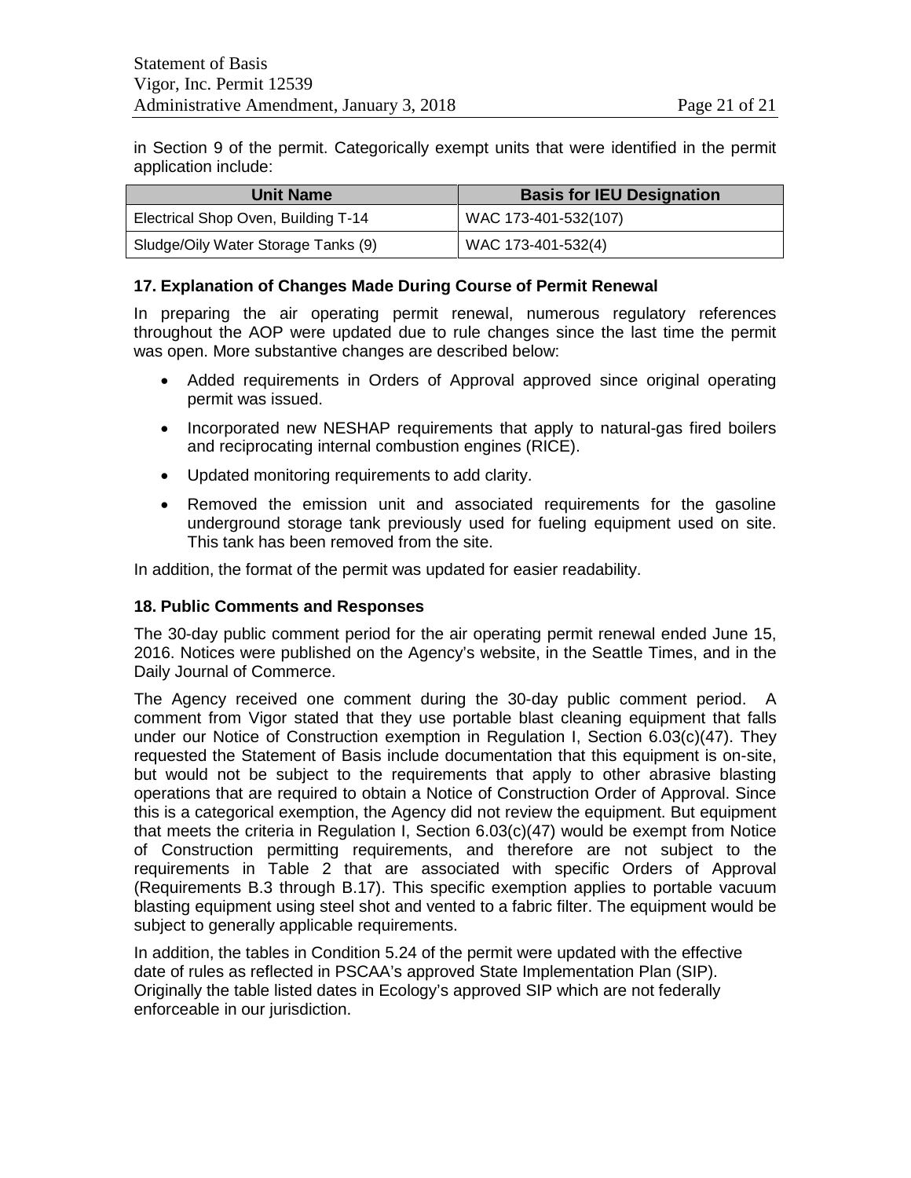in Section 9 of the permit. Categorically exempt units that were identified in the permit application include:

| Unit Name | Basis for IEU Designation |
| --- | --- |
| Electrical Shop Oven, Building T-14 | WAC 173-401-532(107) |
| Sludge/Oily Water Storage Tanks (9) | WAC 173-401-532(4) |

### 17. Explanation of Changes Made During Course of Permit Renewal

In preparing the air operating permit renewal, numerous regulatory references throughout the AOP were updated due to rule changes since the last time the permit was open. More substantive changes are described below:

- Added requirements in Orders of Approval approved since original operating permit was issued.
- Incorporated new NESHAP requirements that apply to natural-gas fired boilers and reciprocating internal combustion engines (RICE).
- Updated monitoring requirements to add clarity.
- Removed the emission unit and associated requirements for the gasoline underground storage tank previously used for fueling equipment used on site. This tank has been removed from the site.

In addition, the format of the permit was updated for easier readability.

### 18. Public Comments and Responses

The 30-day public comment period for the air operating permit renewal ended June 15, 2016. Notices were published on the Agency's website, in the Seattle Times, and in the Daily Journal of Commerce.

The Agency received one comment during the 30-day public comment period. A comment from Vigor stated that they use portable blast cleaning equipment that falls under our Notice of Construction exemption in Regulation I, Section 6.03(c)(47). They requested the Statement of Basis include documentation that this equipment is on-site, but would not be subject to the requirements that apply to other abrasive blasting operations that are required to obtain a Notice of Construction Order of Approval. Since this is a categorical exemption, the Agency did not review the equipment. But equipment that meets the criteria in Regulation I, Section 6.03(c)(47) would be exempt from Notice of Construction permitting requirements, and therefore are not subject to the requirements in Table 2 that are associated with specific Orders of Approval (Requirements B.3 through B.17). This specific exemption applies to portable vacuum blasting equipment using steel shot and vented to a fabric filter. The equipment would be subject to generally applicable requirements.

In addition, the tables in Condition 5.24 of the permit were updated with the effective date of rules as reflected in PSCAA's approved State Implementation Plan (SIP). Originally the table listed dates in Ecology's approved SIP which are not federally enforceable in our jurisdiction.